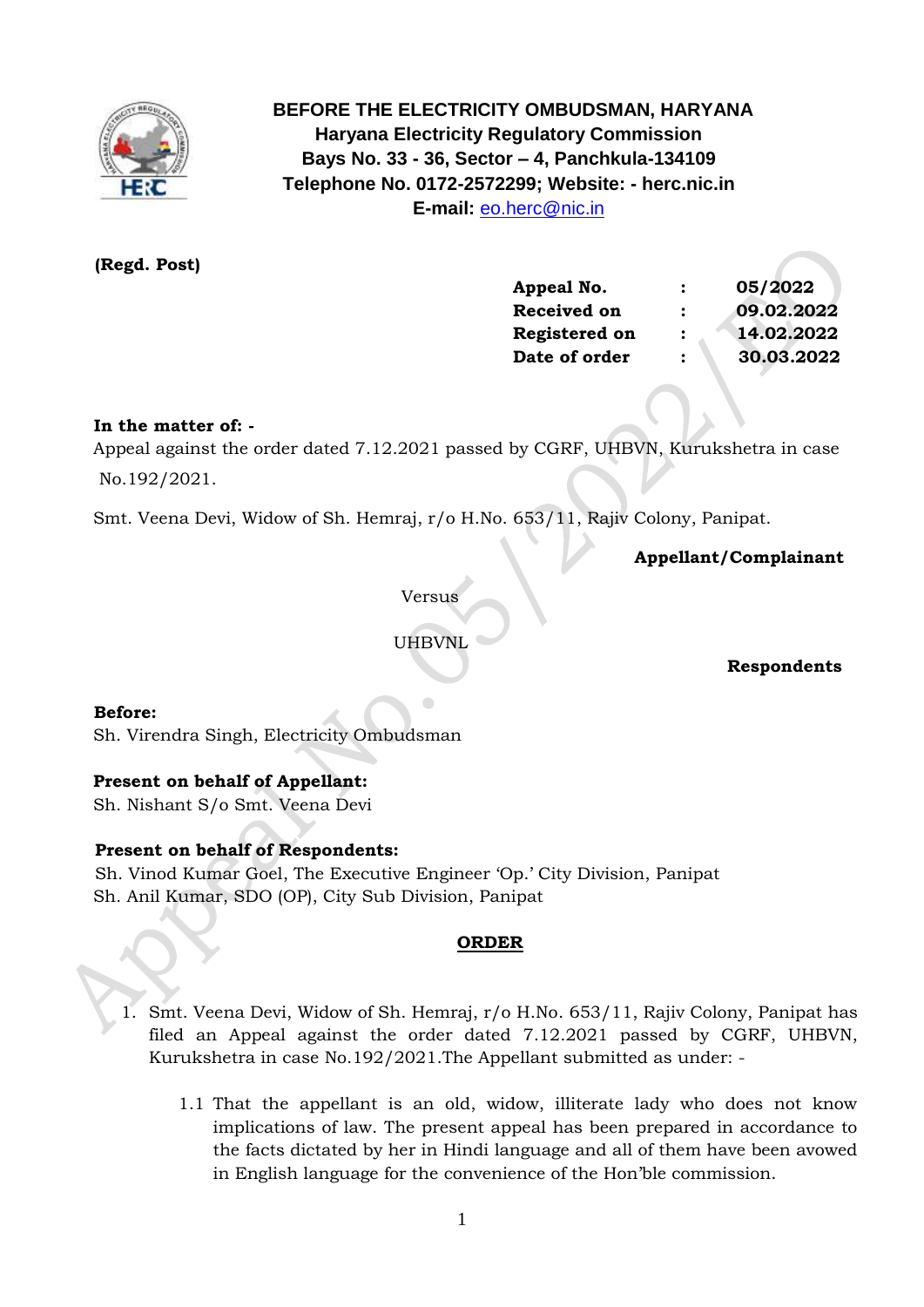**BEFORE THE ELECTRICITY OMBUDSMAN, HARYANA**
**Haryana Electricity Regulatory Commission**
**Bays No. 33 - 36, Sector – 4, Panchkula-134109**
**Telephone No. 0172-2572299; Website: - herc.nic.in**
**E-mail:** eo.herc@nic.in

**(Regd. Post)**

| | | |
|---|---|---|
| **Appeal No.** | **:** | **05/2022** |
| **Received on** | **:** | **09.02.2022** |
| **Registered on** | **:** | **14.02.2022** |
| **Date of order** | **:** | **30.03.2022** |

**In the matter of: -**
Appeal against the order dated 7.12.2021 passed by CGRF, UHBVN, Kurukshetra in case No.192/2021.

Smt. Veena Devi, Widow of Sh. Hemraj, r/o H.No. 653/11, Rajiv Colony, Panipat.

**Appellant/Complainant**

Versus

UHBVNL

**Respondents**

**Before:**
Sh. Virendra Singh, Electricity Ombudsman

**Present on behalf of Appellant:**
Sh. Nishant S/o Smt. Veena Devi

**Present on behalf of Respondents:**
Sh. Vinod Kumar Goel, The Executive Engineer 'Op.' City Division, Panipat
Sh. Anil Kumar, SDO (OP), City Sub Division, Panipat

## ORDER

1. Smt. Veena Devi, Widow of Sh. Hemraj, r/o H.No. 653/11, Rajiv Colony, Panipat has filed an Appeal against the order dated 7.12.2021 passed by CGRF, UHBVN, Kurukshetra in case No.192/2021.The Appellant submitted as under: -

   1.1 That the appellant is an old, widow, illiterate lady who does not know implications of law. The present appeal has been prepared in accordance to the facts dictated by her in Hindi language and all of them have been avowed in English language for the convenience of the Hon'ble commission.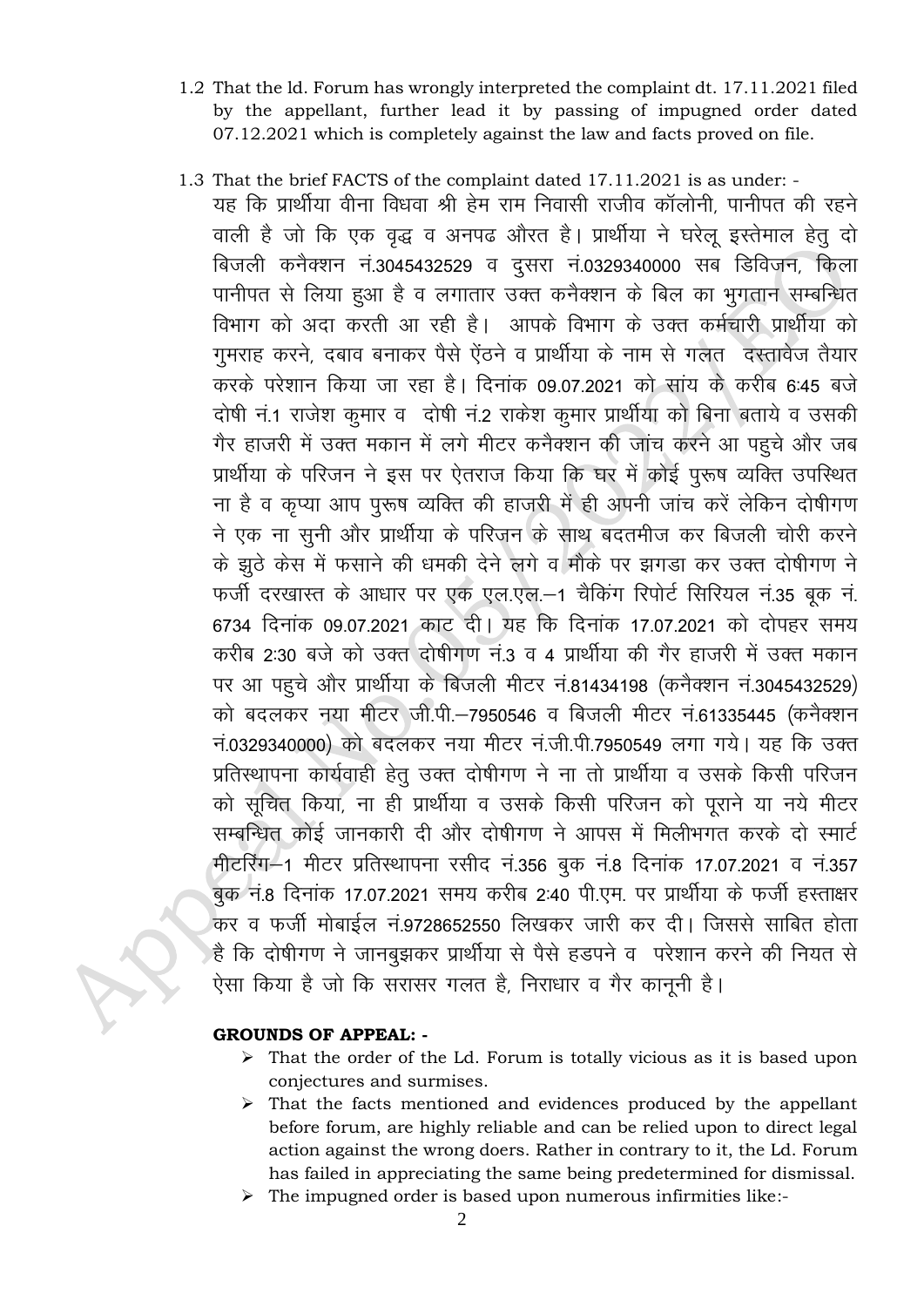1.2 That the ld. Forum has wrongly interpreted the complaint dt. 17.11.2021 filed by the appellant, further lead it by passing of impugned order dated 07.12.2021 which is completely against the law and facts proved on file.

1.3 That the brief FACTS of the complaint dated 17.11.2021 is as under: -

यह कि प्रार्थीया वीना विधवा श्री हेम राम निवासी राजीव कॉलोनी, पानीपत की रहने वाली है जो कि एक वृद्ध व अनपढ औरत है। प्रार्थीया ने घरेलू इस्तेमाल हेतु दो बिजली कनैक्शन नं.3045432529 व दुसरा नं.0329340000 सब डिविजन, किला पानीपत से लिया हुआ है व लगातार उक्त कनैक्शन के बिल का भुगतान सम्बन्धित विभाग को अदा करती आ रही है। आपके विभाग के उक्त कर्मचारी प्रार्थीया को गुमराह करने, दबाव बनाकर पैसे ऐंठने व प्रार्थीया के नाम से गलत दस्तावेज तैयार करके परेशान किया जा रहा है। दिनांक 09.07.2021 को सांय के करीब 6:45 बजे दोषी नं.1 राजेश कुमार व दोषी नं.2 राकेश कुमार प्रार्थीया को बिना बताये व उसकी गैर हाजरी में उक्त मकान में लगे मीटर कनैक्शन की जांच करने आ पहुचे और जब प्रार्थीया के परिजन ने इस पर ऐतराज किया कि घर में कोई पुरूष व्यक्ति उपस्थित ना है व कृप्या आप पुरूष व्यक्ति की हाजरी में ही अपनी जांच करें लेकिन दोषीगण ने एक ना सुनी और प्रार्थीया के परिजन के साथ बदतमीज कर बिजली चोरी करने के झुठे केस में फसाने की धमकी देने लगे व मौके पर झगडा कर उक्त दोषीगण ने फर्जी दरखास्त के आधार पर एक एल.एल.–1 चैकिंग रिपोर्ट सिरियल नं.35 बूक नं. 6734 दिनांक 09.07.2021 काट दी। यह कि दिनांक 17.07.2021 को दोपहर समय करीब 2:30 बजे को उक्त दोषीगण नं.3 व 4 प्रार्थीया की गैर हाजरी में उक्त मकान पर आ पहुचे और प्रार्थीया के बिजली मीटर नं.81434198 (कनैक्शन नं.3045432529) को बदलकर नया मीटर जी.पी.–7950546 व बिजली मीटर नं.61335445 (कनैक्शन नं.0329340000) को बदलकर नया मीटर नं.जी.पी.7950549 लगा गये। यह कि उक्त प्रतिस्थापना कार्यवाही हेतु उक्त दोषीगण ने ना तो प्रार्थीया व उसके किसी परिजन को सूचित किया, ना ही प्रार्थीया व उसके किसी परिजन को पूराने या नये मीटर सम्बन्धित कोई जानकारी दी और दोषीगण ने आपस में मिलीभगत करके दो स्मार्ट मीटरिंग–1 मीटर प्रतिस्थापना रसीद नं.356 बुक नं.8 दिनांक 17.07.2021 व नं.357 बुक नं.8 दिनांक 17.07.2021 समय करीब 2:40 पी.एम. पर प्रार्थीया के फर्जी हस्ताक्षर कर व फर्जी मोबाईल नं.9728652550 लिखकर जारी कर दी। जिससे साबित होता है कि दोषीगण ने जानबुझकर प्रार्थीया से पैसे हडपने व परेशान करने की नियत से ऐसा किया है जो कि सरासर गलत है, निराधार व गैर कानूनी है।

**GROUNDS OF APPEAL: -**

- That the order of the Ld. Forum is totally vicious as it is based upon conjectures and surmises.
- That the facts mentioned and evidences produced by the appellant before forum, are highly reliable and can be relied upon to direct legal action against the wrong doers. Rather in contrary to it, the Ld. Forum has failed in appreciating the same being predetermined for dismissal.
- The impugned order is based upon numerous infirmities like:-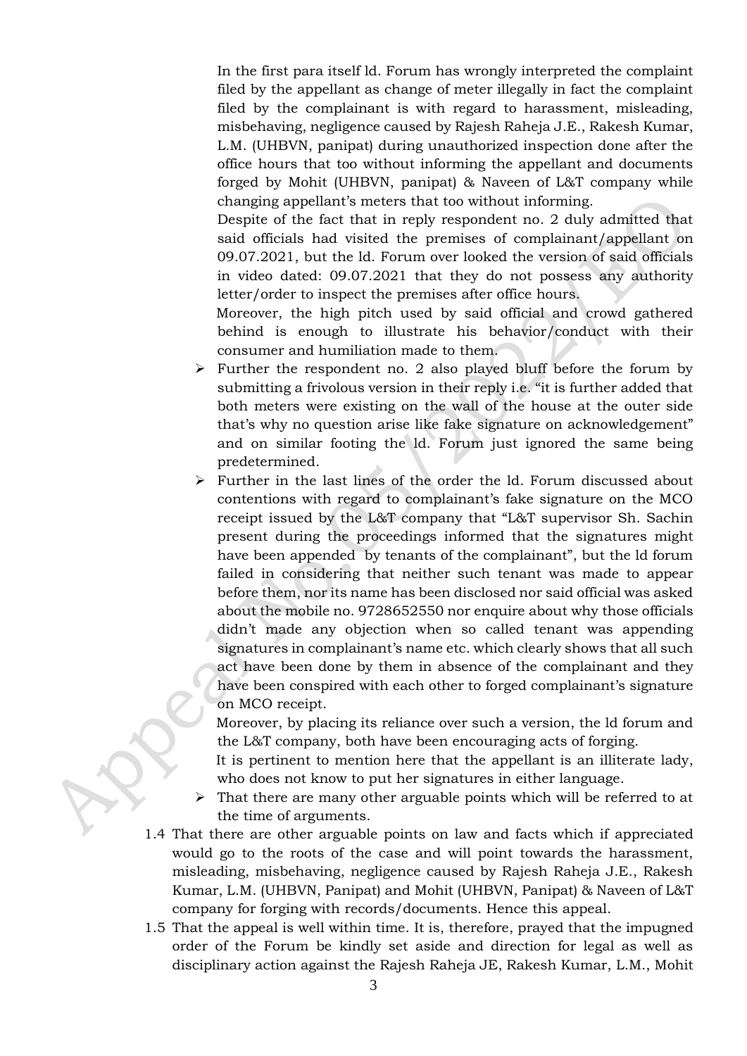In the first para itself ld. Forum has wrongly interpreted the complaint filed by the appellant as change of meter illegally in fact the complaint filed by the complainant is with regard to harassment, misleading, misbehaving, negligence caused by Rajesh Raheja J.E., Rakesh Kumar, L.M. (UHBVN, panipat) during unauthorized inspection done after the office hours that too without informing the appellant and documents forged by Mohit (UHBVN, panipat) & Naveen of L&T company while changing appellant's meters that too without informing.

Despite of the fact that in reply respondent no. 2 duly admitted that said officials had visited the premises of complainant/appellant on 09.07.2021, but the ld. Forum over looked the version of said officials in video dated: 09.07.2021 that they do not possess any authority letter/order to inspect the premises after office hours.

Moreover, the high pitch used by said official and crowd gathered behind is enough to illustrate his behavior/conduct with their consumer and humiliation made to them.

- Further the respondent no. 2 also played bluff before the forum by submitting a frivolous version in their reply i.e. "it is further added that both meters were existing on the wall of the house at the outer side that's why no question arise like fake signature on acknowledgement" and on similar footing the ld. Forum just ignored the same being predetermined.
- Further in the last lines of the order the ld. Forum discussed about contentions with regard to complainant's fake signature on the MCO receipt issued by the L&T company that "L&T supervisor Sh. Sachin present during the proceedings informed that the signatures might have been appended by tenants of the complainant", but the ld forum failed in considering that neither such tenant was made to appear before them, nor its name has been disclosed nor said official was asked about the mobile no. 9728652550 nor enquire about why those officials didn't made any objection when so called tenant was appending signatures in complainant's name etc. which clearly shows that all such act have been done by them in absence of the complainant and they have been conspired with each other to forged complainant's signature on MCO receipt.

  Moreover, by placing its reliance over such a version, the ld forum and the L&T company, both have been encouraging acts of forging.

  It is pertinent to mention here that the appellant is an illiterate lady, who does not know to put her signatures in either language.
- That there are many other arguable points which will be referred to at the time of arguments.

1.4 That there are other arguable points on law and facts which if appreciated would go to the roots of the case and will point towards the harassment, misleading, misbehaving, negligence caused by Rajesh Raheja J.E., Rakesh Kumar, L.M. (UHBVN, Panipat) and Mohit (UHBVN, Panipat) & Naveen of L&T company for forging with records/documents. Hence this appeal.

1.5 That the appeal is well within time. It is, therefore, prayed that the impugned order of the Forum be kindly set aside and direction for legal as well as disciplinary action against the Rajesh Raheja JE, Rakesh Kumar, L.M., Mohit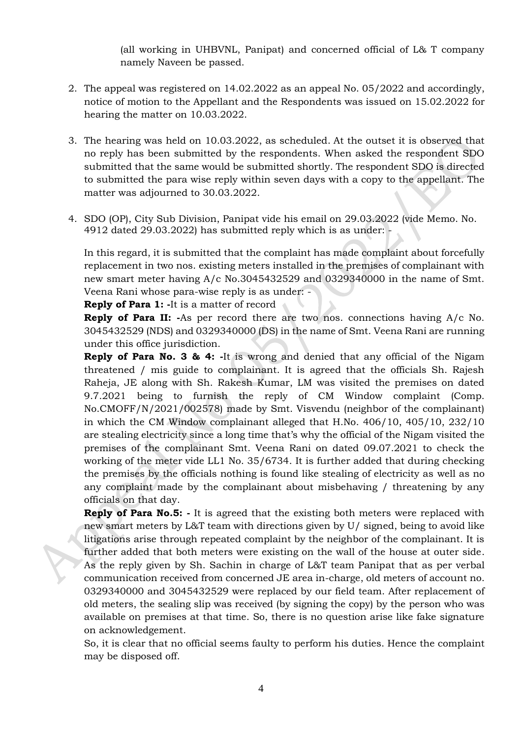(all working in UHBVNL, Panipat) and concerned official of L& T company namely Naveen be passed.

2. The appeal was registered on 14.02.2022 as an appeal No. 05/2022 and accordingly, notice of motion to the Appellant and the Respondents was issued on 15.02.2022 for hearing the matter on 10.03.2022.

3. The hearing was held on 10.03.2022, as scheduled. At the outset it is observed that no reply has been submitted by the respondents. When asked the respondent SDO submitted that the same would be submitted shortly. The respondent SDO is directed to submitted the para wise reply within seven days with a copy to the appellant. The matter was adjourned to 30.03.2022.

4. SDO (OP), City Sub Division, Panipat vide his email on 29.03.2022 (vide Memo. No. 4912 dated 29.03.2022) has submitted reply which is as under: -

   In this regard, it is submitted that the complaint has made complaint about forcefully replacement in two nos. existing meters installed in the premises of complainant with new smart meter having A/c No.3045432529 and 0329340000 in the name of Smt. Veena Rani whose para-wise reply is as under: -

   **Reply of Para 1: -**It is a matter of record

   **Reply of Para II: -**As per record there are two nos. connections having A/c No. 3045432529 (NDS) and 0329340000 (DS) in the name of Smt. Veena Rani are running under this office jurisdiction.

   **Reply of Para No. 3 & 4: -**It is wrong and denied that any official of the Nigam threatened / mis guide to complainant. It is agreed that the officials Sh. Rajesh Raheja, JE along with Sh. Rakesh Kumar, LM was visited the premises on dated 9.7.2021 being to furnish the reply of CM Window complaint (Comp. No.CMOFF/N/2021/002578) made by Smt. Visvendu (neighbor of the complainant) in which the CM Window complainant alleged that H.No. 406/10, 405/10, 232/10 are stealing electricity since a long time that's why the official of the Nigam visited the premises of the complainant Smt. Veena Rani on dated 09.07.2021 to check the working of the meter vide LL1 No. 35/6734. It is further added that during checking the premises by the officials nothing is found like stealing of electricity as well as no any complaint made by the complainant about misbehaving / threatening by any officials on that day.

   **Reply of Para No.5: -** It is agreed that the existing both meters were replaced with new smart meters by L&T team with directions given by U/ signed, being to avoid like litigations arise through repeated complaint by the neighbor of the complainant. It is further added that both meters were existing on the wall of the house at outer side. As the reply given by Sh. Sachin in charge of L&T team Panipat that as per verbal communication received from concerned JE area in-charge, old meters of account no. 0329340000 and 3045432529 were replaced by our field team. After replacement of old meters, the sealing slip was received (by signing the copy) by the person who was available on premises at that time. So, there is no question arise like fake signature on acknowledgement.

   So, it is clear that no official seems faulty to perform his duties. Hence the complaint may be disposed off.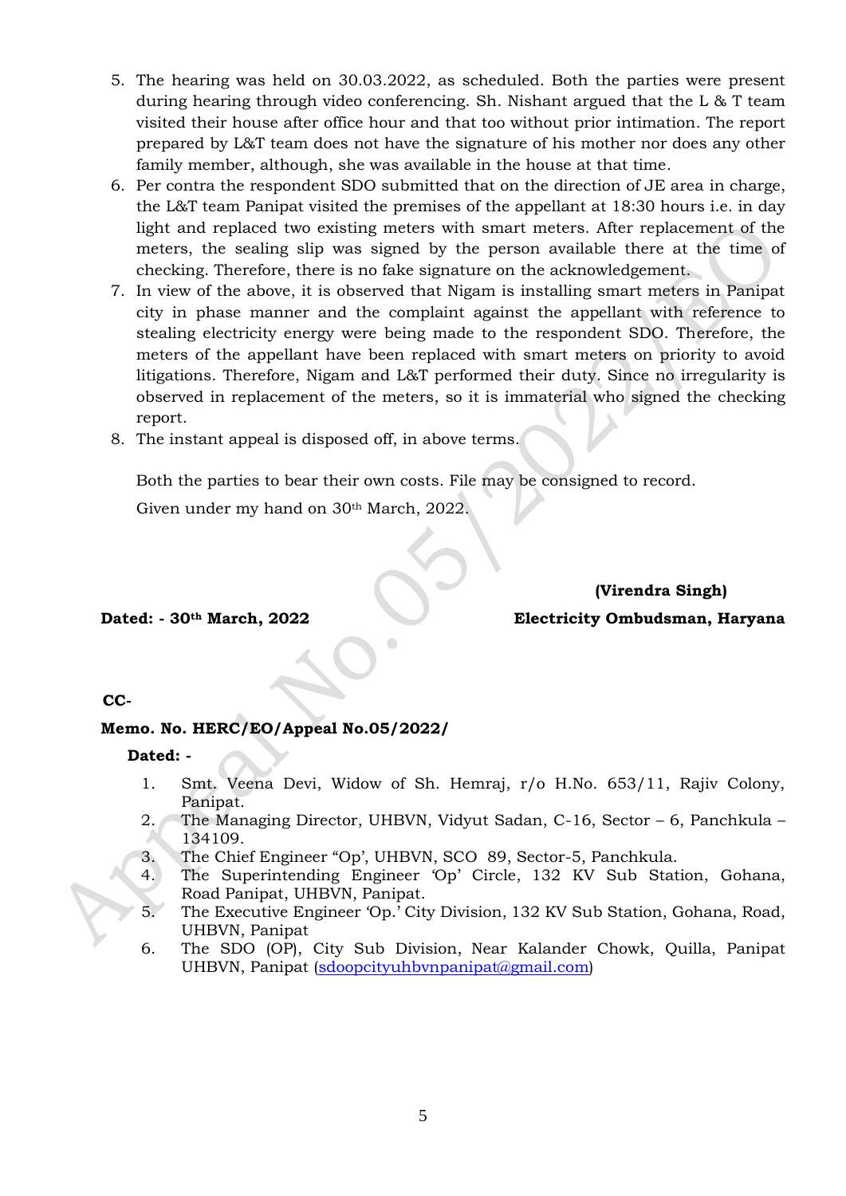5. The hearing was held on 30.03.2022, as scheduled. Both the parties were present during hearing through video conferencing. Sh. Nishant argued that the L & T team visited their house after office hour and that too without prior intimation. The report prepared by L&T team does not have the signature of his mother nor does any other family member, although, she was available in the house at that time.
6. Per contra the respondent SDO submitted that on the direction of JE area in charge, the L&T team Panipat visited the premises of the appellant at 18:30 hours i.e. in day light and replaced two existing meters with smart meters. After replacement of the meters, the sealing slip was signed by the person available there at the time of checking. Therefore, there is no fake signature on the acknowledgement.
7. In view of the above, it is observed that Nigam is installing smart meters in Panipat city in phase manner and the complaint against the appellant with reference to stealing electricity energy were being made to the respondent SDO. Therefore, the meters of the appellant have been replaced with smart meters on priority to avoid litigations. Therefore, Nigam and L&T performed their duty. Since no irregularity is observed in replacement of the meters, so it is immaterial who signed the checking report.
8. The instant appeal is disposed off, in above terms.

Both the parties to bear their own costs. File may be consigned to record.

Given under my hand on 30th March, 2022.

**(Virendra Singh)**
**Electricity Ombudsman, Haryana**

**Dated: - 30th March, 2022**

**CC-**

**Memo. No. HERC/EO/Appeal No.05/2022/**

**Dated: -**

1. Smt. Veena Devi, Widow of Sh. Hemraj, r/o H.No. 653/11, Rajiv Colony, Panipat.
2. The Managing Director, UHBVN, Vidyut Sadan, C-16, Sector – 6, Panchkula – 134109.
3. The Chief Engineer "Op', UHBVN, SCO 89, Sector-5, Panchkula.
4. The Superintending Engineer 'Op' Circle, 132 KV Sub Station, Gohana, Road Panipat, UHBVN, Panipat.
5. The Executive Engineer 'Op.' City Division, 132 KV Sub Station, Gohana, Road, UHBVN, Panipat
6. The SDO (OP), City Sub Division, Near Kalander Chowk, Quilla, Panipat UHBVN, Panipat (sdoopcityuhbvnpanipat@gmail.com)